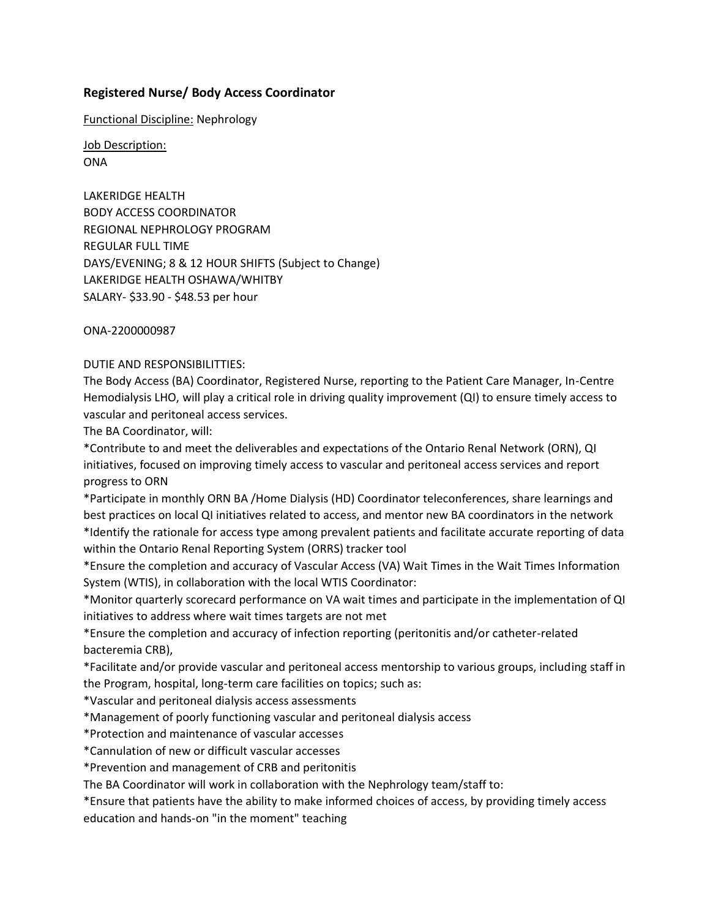**Registered Nurse/ Body Access Coordinator**

Functional Discipline: Nephrology

Job Description:
ONA

LAKERIDGE HEALTH
BODY ACCESS COORDINATOR
REGIONAL NEPHROLOGY PROGRAM
REGULAR FULL TIME
DAYS/EVENING; 8 & 12 HOUR SHIFTS (Subject to Change)
LAKERIDGE HEALTH OSHAWA/WHITBY
SALARY- $33.90 - $48.53 per hour

ONA-2200000987

DUTIE AND RESPONSIBILITTIES:
The Body Access (BA) Coordinator, Registered Nurse, reporting to the Patient Care Manager, In-Centre Hemodialysis LHO, will play a critical role in driving quality improvement (QI) to ensure timely access to vascular and peritoneal access services.
The BA Coordinator, will:
*Contribute to and meet the deliverables and expectations of the Ontario Renal Network (ORN), QI initiatives, focused on improving timely access to vascular and peritoneal access services and report progress to ORN
*Participate in monthly ORN BA /Home Dialysis (HD) Coordinator teleconferences, share learnings and best practices on local QI initiatives related to access, and mentor new BA coordinators in the network
*Identify the rationale for access type among prevalent patients and facilitate accurate reporting of data within the Ontario Renal Reporting System (ORRS) tracker tool
*Ensure the completion and accuracy of Vascular Access (VA) Wait Times in the Wait Times Information System (WTIS), in collaboration with the local WTIS Coordinator:
*Monitor quarterly scorecard performance on VA wait times and participate in the implementation of QI initiatives to address where wait times targets are not met
*Ensure the completion and accuracy of infection reporting (peritonitis and/or catheter-related bacteremia CRB),
*Facilitate and/or provide vascular and peritoneal access mentorship to various groups, including staff in the Program, hospital, long-term care facilities on topics; such as:
*Vascular and peritoneal dialysis access assessments
*Management of poorly functioning vascular and peritoneal dialysis access
*Protection and maintenance of vascular accesses
*Cannulation of new or difficult vascular accesses
*Prevention and management of CRB and peritonitis
The BA Coordinator will work in collaboration with the Nephrology team/staff to:
*Ensure that patients have the ability to make informed choices of access, by providing timely access education and hands-on "in the moment" teaching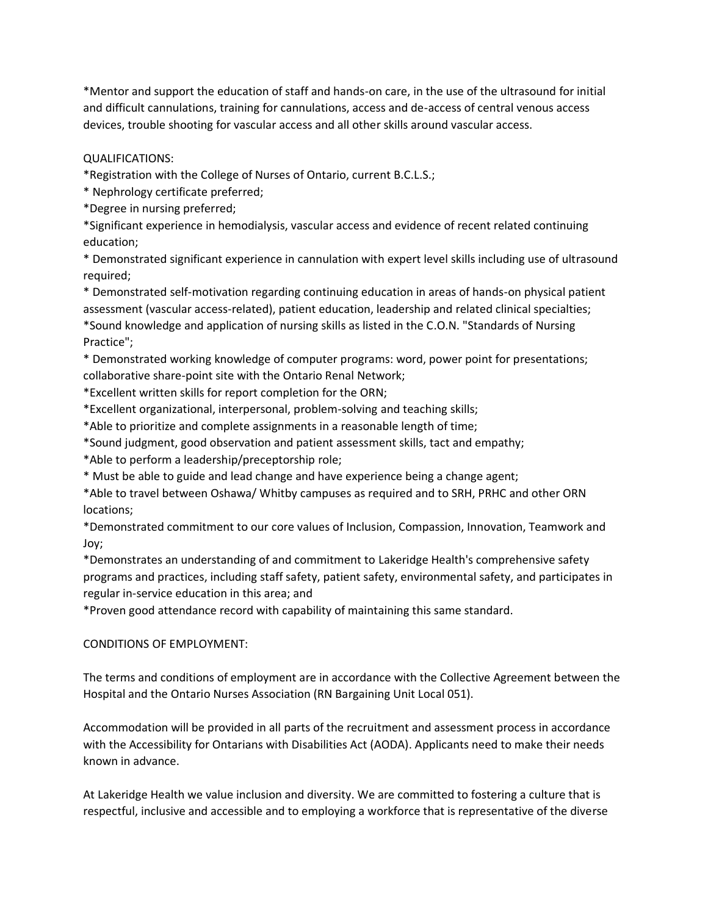*Mentor and support the education of staff and hands-on care, in the use of the ultrasound for initial and difficult cannulations, training for cannulations, access and de-access of central venous access devices, trouble shooting for vascular access and all other skills around vascular access.

QUALIFICATIONS:

*Registration with the College of Nurses of Ontario, current B.C.L.S.;

* Nephrology certificate preferred;

*Degree in nursing preferred;

*Significant experience in hemodialysis, vascular access and evidence of recent related continuing education;

* Demonstrated significant experience in cannulation with expert level skills including use of ultrasound required;

* Demonstrated self-motivation regarding continuing education in areas of hands-on physical patient assessment (vascular access-related), patient education, leadership and related clinical specialties;

*Sound knowledge and application of nursing skills as listed in the C.O.N. "Standards of Nursing Practice";

* Demonstrated working knowledge of computer programs: word, power point for presentations; collaborative share-point site with the Ontario Renal Network;

*Excellent written skills for report completion for the ORN;

*Excellent organizational, interpersonal, problem-solving and teaching skills;

*Able to prioritize and complete assignments in a reasonable length of time;

*Sound judgment, good observation and patient assessment skills, tact and empathy;

*Able to perform a leadership/preceptorship role;

* Must be able to guide and lead change and have experience being a change agent;

*Able to travel between Oshawa/ Whitby campuses as required and to SRH, PRHC and other ORN locations;

*Demonstrated commitment to our core values of Inclusion, Compassion, Innovation, Teamwork and Joy;

*Demonstrates an understanding of and commitment to Lakeridge Health's comprehensive safety programs and practices, including staff safety, patient safety, environmental safety, and participates in regular in-service education in this area; and

*Proven good attendance record with capability of maintaining this same standard.

CONDITIONS OF EMPLOYMENT:

The terms and conditions of employment are in accordance with the Collective Agreement between the Hospital and the Ontario Nurses Association (RN Bargaining Unit Local 051).

Accommodation will be provided in all parts of the recruitment and assessment process in accordance with the Accessibility for Ontarians with Disabilities Act (AODA). Applicants need to make their needs known in advance.

At Lakeridge Health we value inclusion and diversity. We are committed to fostering a culture that is respectful, inclusive and accessible and to employing a workforce that is representative of the diverse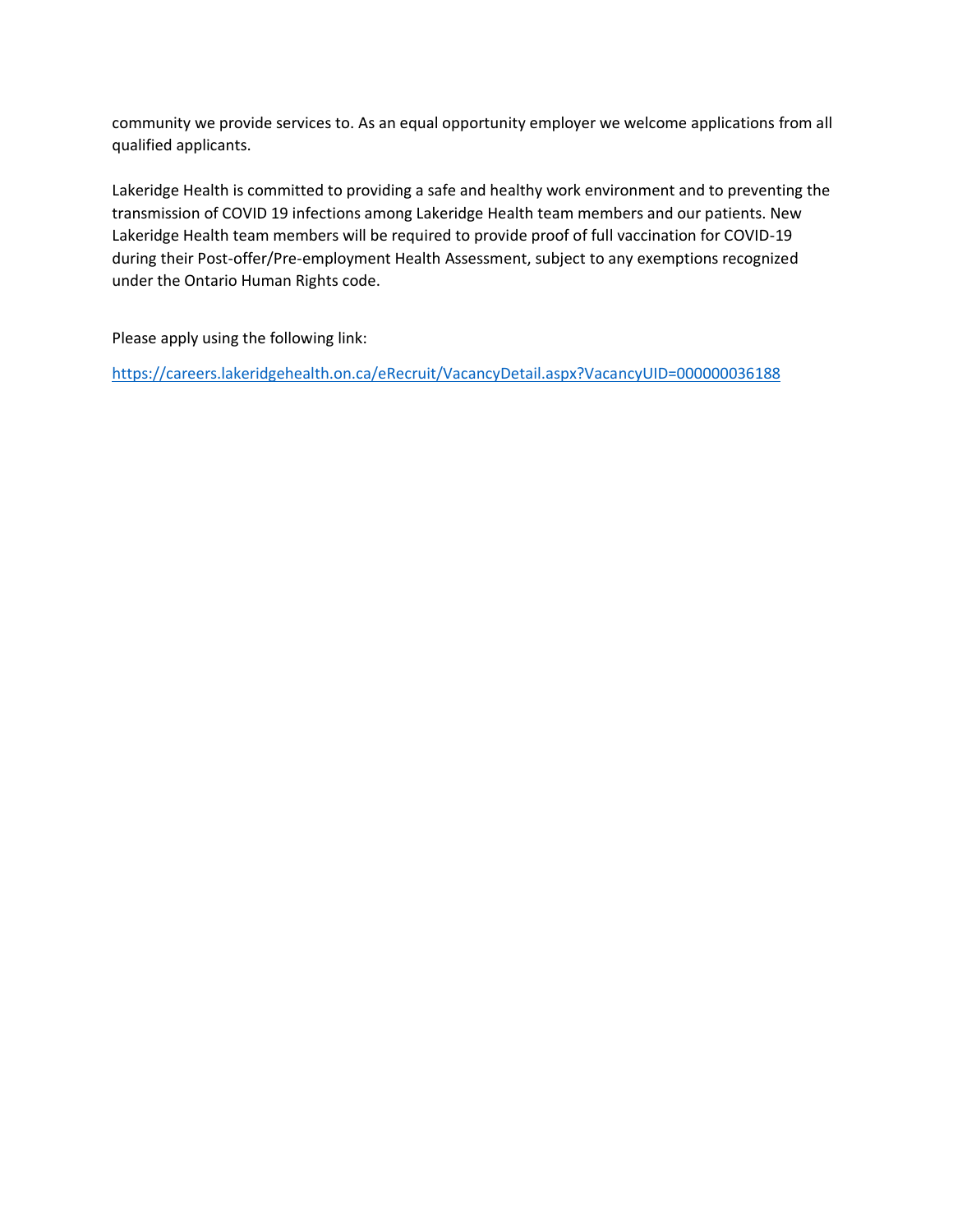community we provide services to. As an equal opportunity employer we welcome applications from all qualified applicants.

Lakeridge Health is committed to providing a safe and healthy work environment and to preventing the transmission of COVID 19 infections among Lakeridge Health team members and our patients. New Lakeridge Health team members will be required to provide proof of full vaccination for COVID-19 during their Post-offer/Pre-employment Health Assessment, subject to any exemptions recognized under the Ontario Human Rights code.

Please apply using the following link:

https://careers.lakeridgehealth.on.ca/eRecruit/VacancyDetail.aspx?VacancyUID=000000036188